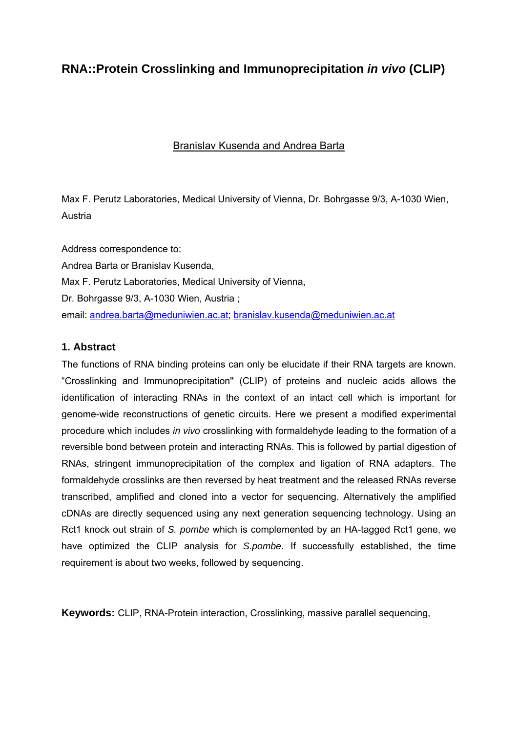# RNA::Protein Crosslinking and Immunoprecipitation *in vivo* (CLIP)

Branislav Kusenda and Andrea Barta

Max F. Perutz Laboratories, Medical University of Vienna, Dr. Bohrgasse 9/3, A-1030 Wien, Austria

Address correspondence to:
Andrea Barta or Branislav Kusenda,
Max F. Perutz Laboratories, Medical University of Vienna,
Dr. Bohrgasse 9/3, A-1030 Wien, Austria ;
email: andrea.barta@meduniwien.ac.at; branislav.kusenda@meduniwien.ac.at

## 1. Abstract

The functions of RNA binding proteins can only be elucidate if their RNA targets are known. "Crosslinking and Immunoprecipitation" (CLIP) of proteins and nucleic acids allows the identification of interacting RNAs in the context of an intact cell which is important for genome-wide reconstructions of genetic circuits. Here we present a modified experimental procedure which includes *in vivo* crosslinking with formaldehyde leading to the formation of a reversible bond between protein and interacting RNAs. This is followed by partial digestion of RNAs, stringent immunoprecipitation of the complex and ligation of RNA adapters. The formaldehyde crosslinks are then reversed by heat treatment and the released RNAs reverse transcribed, amplified and cloned into a vector for sequencing. Alternatively the amplified cDNAs are directly sequenced using any next generation sequencing technology. Using an Rct1 knock out strain of *S. pombe* which is complemented by an HA-tagged Rct1 gene, we have optimized the CLIP analysis for *S.pombe*. If successfully established, the time requirement is about two weeks, followed by sequencing.

**Keywords:** CLIP, RNA-Protein interaction, Crosslinking, massive parallel sequencing,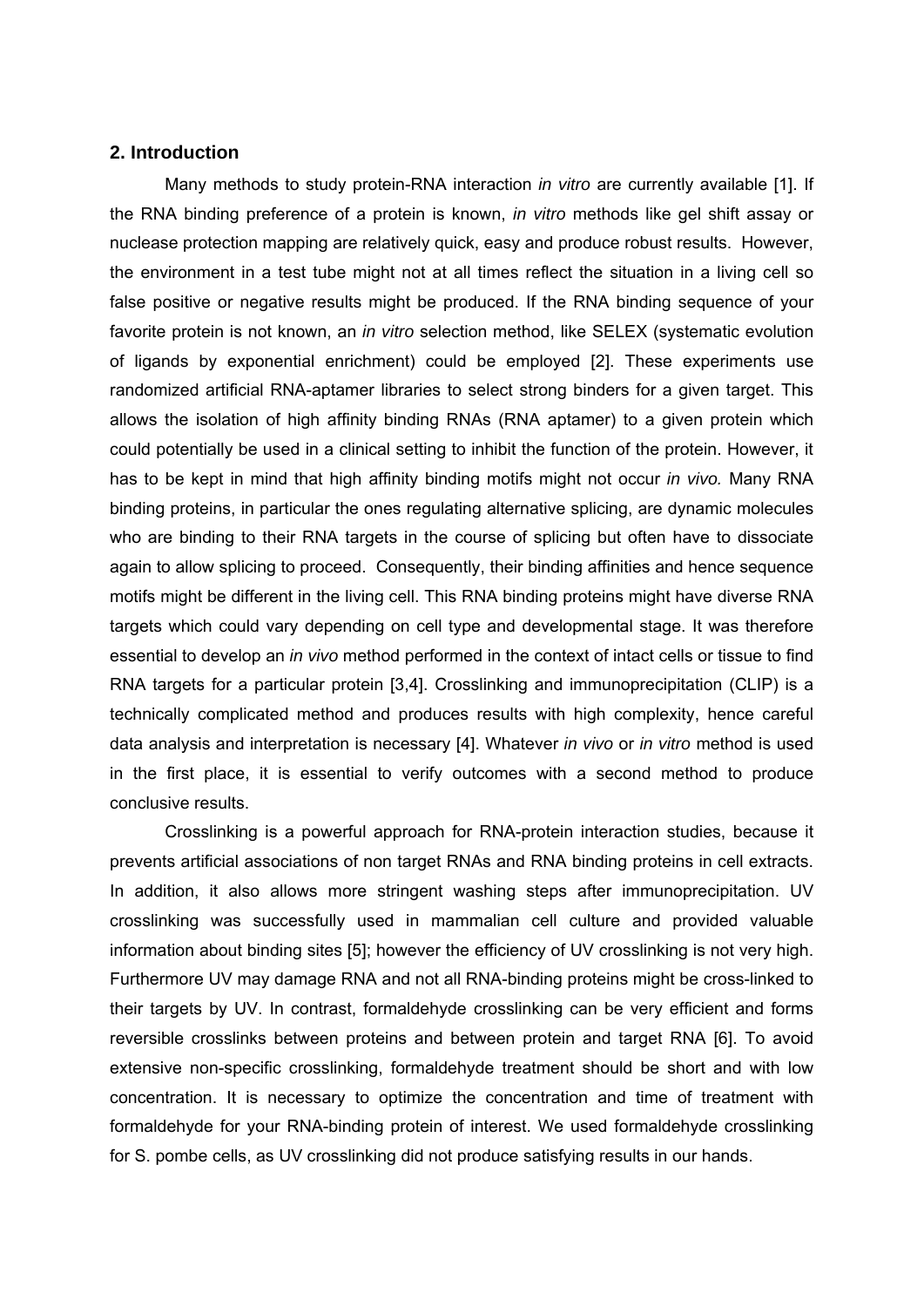## 2. Introduction

Many methods to study protein-RNA interaction *in vitro* are currently available [1]. If the RNA binding preference of a protein is known, *in vitro* methods like gel shift assay or nuclease protection mapping are relatively quick, easy and produce robust results. However, the environment in a test tube might not at all times reflect the situation in a living cell so false positive or negative results might be produced. If the RNA binding sequence of your favorite protein is not known, an *in vitro* selection method, like SELEX (systematic evolution of ligands by exponential enrichment) could be employed [2]. These experiments use randomized artificial RNA-aptamer libraries to select strong binders for a given target. This allows the isolation of high affinity binding RNAs (RNA aptamer) to a given protein which could potentially be used in a clinical setting to inhibit the function of the protein. However, it has to be kept in mind that high affinity binding motifs might not occur *in vivo.* Many RNA binding proteins, in particular the ones regulating alternative splicing, are dynamic molecules who are binding to their RNA targets in the course of splicing but often have to dissociate again to allow splicing to proceed. Consequently, their binding affinities and hence sequence motifs might be different in the living cell. This RNA binding proteins might have diverse RNA targets which could vary depending on cell type and developmental stage. It was therefore essential to develop an *in vivo* method performed in the context of intact cells or tissue to find RNA targets for a particular protein [3,4]. Crosslinking and immunoprecipitation (CLIP) is a technically complicated method and produces results with high complexity, hence careful data analysis and interpretation is necessary [4]. Whatever *in vivo* or *in vitro* method is used in the first place, it is essential to verify outcomes with a second method to produce conclusive results.

Crosslinking is a powerful approach for RNA-protein interaction studies, because it prevents artificial associations of non target RNAs and RNA binding proteins in cell extracts. In addition, it also allows more stringent washing steps after immunoprecipitation. UV crosslinking was successfully used in mammalian cell culture and provided valuable information about binding sites [5]; however the efficiency of UV crosslinking is not very high. Furthermore UV may damage RNA and not all RNA-binding proteins might be cross-linked to their targets by UV. In contrast, formaldehyde crosslinking can be very efficient and forms reversible crosslinks between proteins and between protein and target RNA [6]. To avoid extensive non-specific crosslinking, formaldehyde treatment should be short and with low concentration. It is necessary to optimize the concentration and time of treatment with formaldehyde for your RNA-binding protein of interest. We used formaldehyde crosslinking for S. pombe cells, as UV crosslinking did not produce satisfying results in our hands.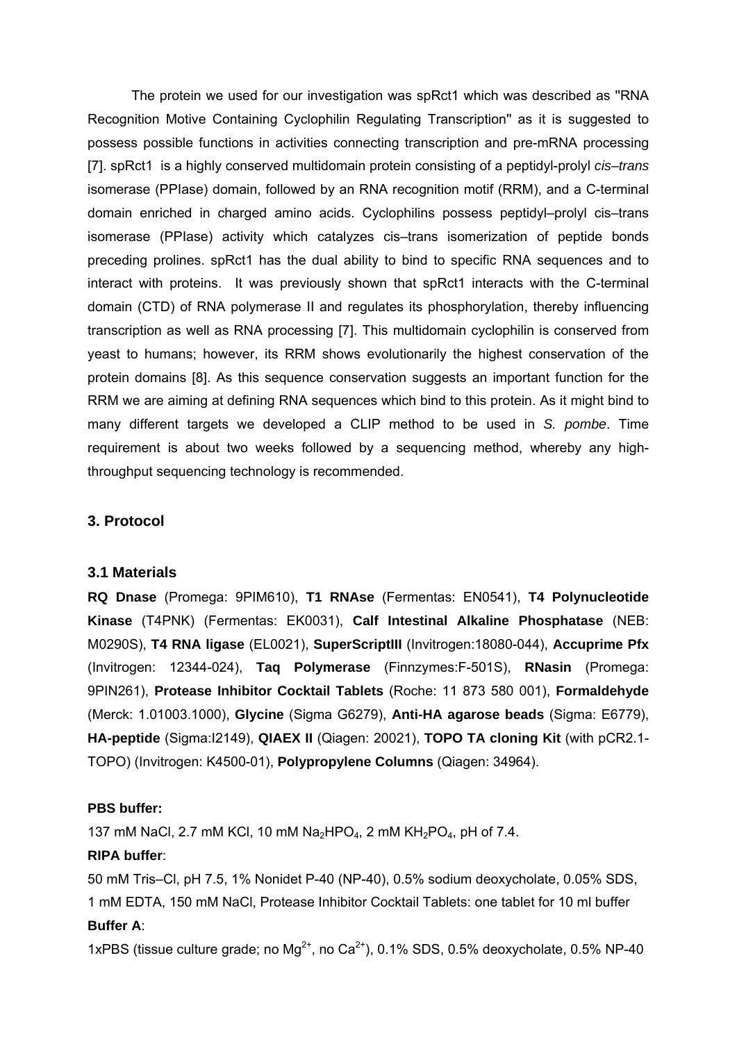The protein we used for our investigation was spRct1 which was described as "RNA Recognition Motive Containing Cyclophilin Regulating Transcription" as it is suggested to possess possible functions in activities connecting transcription and pre-mRNA processing [7]. spRct1 is a highly conserved multidomain protein consisting of a peptidyl-prolyl *cis–trans* isomerase (PPIase) domain, followed by an RNA recognition motif (RRM), and a C-terminal domain enriched in charged amino acids. Cyclophilins possess peptidyl–prolyl cis–trans isomerase (PPIase) activity which catalyzes cis–trans isomerization of peptide bonds preceding prolines. spRct1 has the dual ability to bind to specific RNA sequences and to interact with proteins. It was previously shown that spRct1 interacts with the C-terminal domain (CTD) of RNA polymerase II and regulates its phosphorylation, thereby influencing transcription as well as RNA processing [7]. This multidomain cyclophilin is conserved from yeast to humans; however, its RRM shows evolutionarily the highest conservation of the protein domains [8]. As this sequence conservation suggests an important function for the RRM we are aiming at defining RNA sequences which bind to this protein. As it might bind to many different targets we developed a CLIP method to be used in *S. pombe*. Time requirement is about two weeks followed by a sequencing method, whereby any high-throughput sequencing technology is recommended.

## 3. Protocol

### 3.1 Materials

**RQ Dnase** (Promega: 9PIM610), **T1 RNAse** (Fermentas: EN0541), **T4 Polynucleotide Kinase** (T4PNK) (Fermentas: EK0031), **Calf Intestinal Alkaline Phosphatase** (NEB: M0290S), **T4 RNA ligase** (EL0021), **SuperScriptIII** (Invitrogen:18080-044), **Accuprime Pfx** (Invitrogen: 12344-024), **Taq Polymerase** (Finnzymes:F-501S), **RNasin** (Promega: 9PIN261), **Protease Inhibitor Cocktail Tablets** (Roche: 11 873 580 001), **Formaldehyde** (Merck: 1.01003.1000), **Glycine** (Sigma G6279), **Anti-HA agarose beads** (Sigma: E6779), **HA-peptide** (Sigma:I2149), **QIAEX II** (Qiagen: 20021), **TOPO TA cloning Kit** (with pCR2.1-TOPO) (Invitrogen: K4500-01), **Polypropylene Columns** (Qiagen: 34964).

**PBS buffer:**

137 mM NaCl, 2.7 mM KCl, 10 mM $Na_2HPO_4$, 2 mM $KH_2PO_4$, pH of 7.4.

**RIPA buffer**:

50 mM Tris–Cl, pH 7.5, 1% Nonidet P-40 (NP-40), 0.5% sodium deoxycholate, 0.05% SDS, 1 mM EDTA, 150 mM NaCl, Protease Inhibitor Cocktail Tablets: one tablet for 10 ml buffer

**Buffer A**:

1xPBS (tissue culture grade; no $Mg^{2+}$, no $Ca^{2+}$), 0.1% SDS, 0.5% deoxycholate, 0.5% NP-40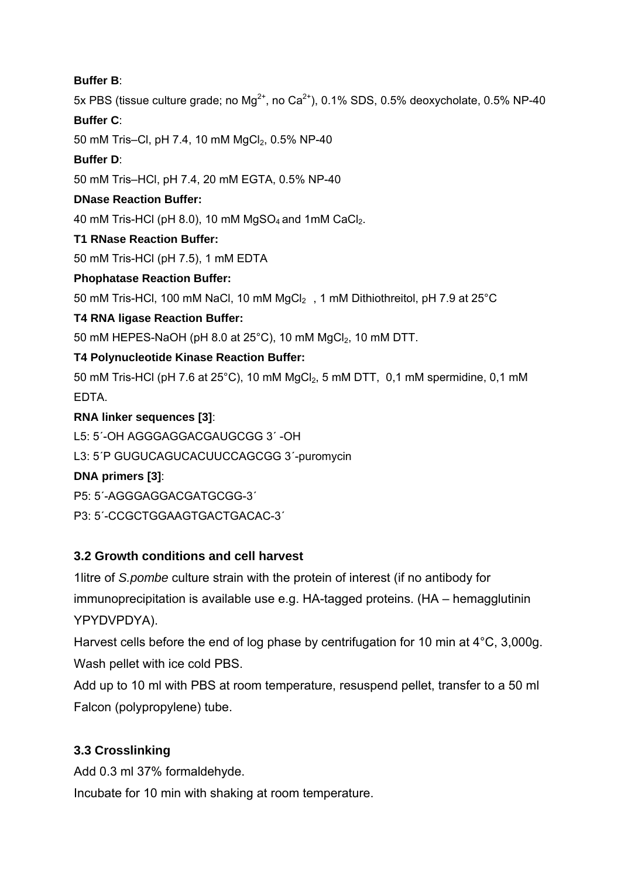**Buffer B**:

5x PBS (tissue culture grade; no $Mg^{2+}$, no $Ca^{2+}$), 0.1% SDS, 0.5% deoxycholate, 0.5% NP-40

**Buffer C**:

50 mM Tris–Cl, pH 7.4, 10 mM $MgCl_2$, 0.5% NP-40

**Buffer D**:

50 mM Tris–HCl, pH 7.4, 20 mM EGTA, 0.5% NP-40

**DNase Reaction Buffer:**

40 mM Tris-HCl (pH 8.0), 10 mM $MgSO_4$ and 1mM $CaCl_2$.

**T1 RNase Reaction Buffer:**

50 mM Tris-HCl (pH 7.5), 1 mM EDTA

**Phophatase Reaction Buffer:**

50 mM Tris-HCl, 100 mM NaCl, 10 mM $MgCl_2$ , 1 mM Dithiothreitol, pH 7.9 at 25°C

**T4 RNA ligase Reaction Buffer:**

50 mM HEPES-NaOH (pH 8.0 at 25°C), 10 mM $MgCl_2$, 10 mM DTT.

**T4 Polynucleotide Kinase Reaction Buffer:**

50 mM Tris-HCl (pH 7.6 at 25°C), 10 mM $MgCl_2$, 5 mM DTT, 0,1 mM spermidine, 0,1 mM EDTA.

**RNA linker sequences [3]**:

L5: 5´-OH AGGGAGGACGAUGCGG 3´ -OH

L3: 5´P GUGUCAGUCACUUCCAGCGG 3´-puromycin

**DNA primers [3]**:

P5: 5´-AGGGAGGACGATGCGG-3´

P3: 5´-CCGCTGGAAGTGACTGACAC-3´

### 3.2 Growth conditions and cell harvest

1litre of *S.pombe* culture strain with the protein of interest (if no antibody for immunoprecipitation is available use e.g. HA-tagged proteins. (HA – hemagglutinin YPYDVPDYA).

Harvest cells before the end of log phase by centrifugation for 10 min at 4°C, 3,000g. Wash pellet with ice cold PBS.

Add up to 10 ml with PBS at room temperature, resuspend pellet, transfer to a 50 ml Falcon (polypropylene) tube.

### 3.3 Crosslinking

Add 0.3 ml 37% formaldehyde.

Incubate for 10 min with shaking at room temperature.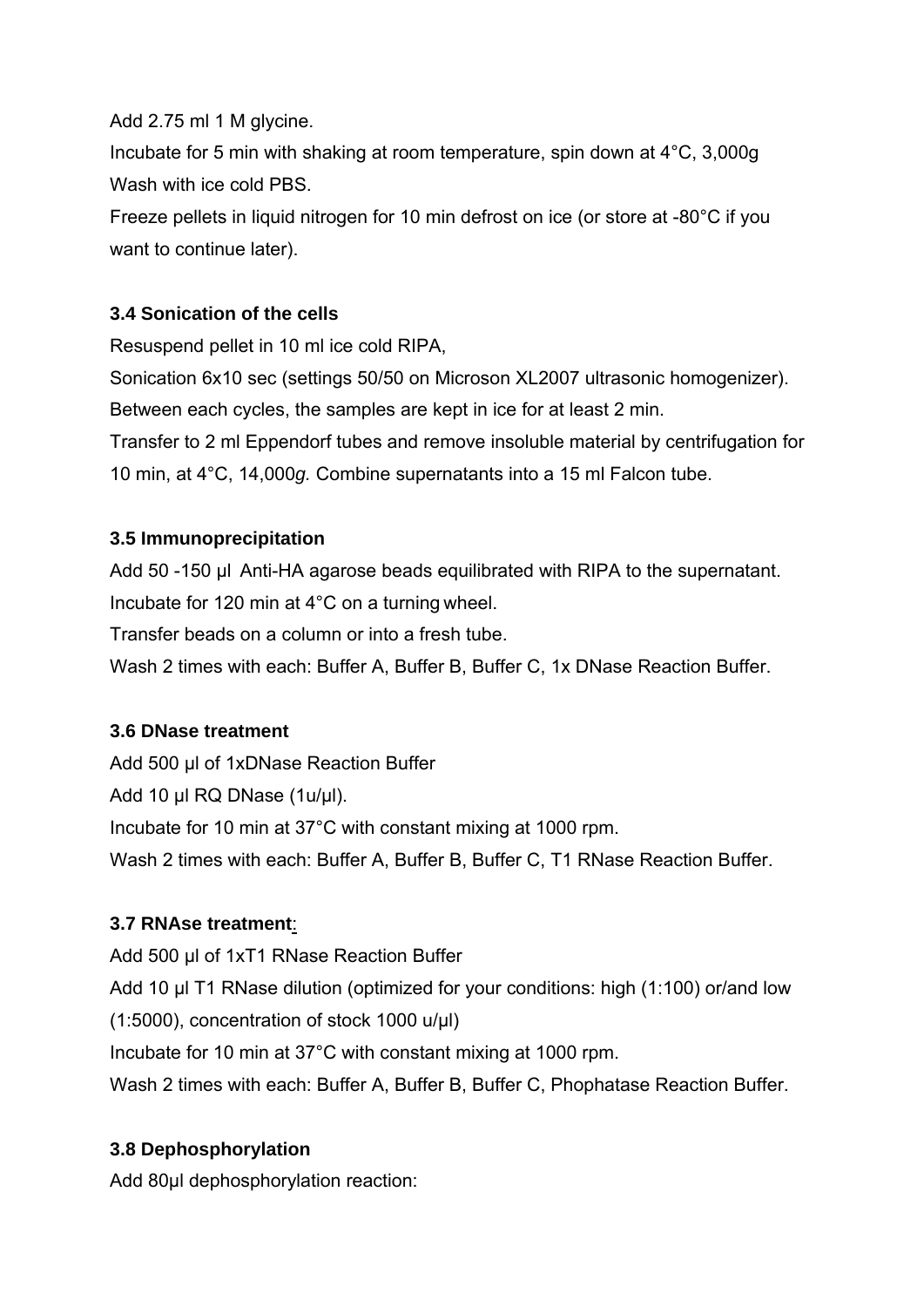Add 2.75 ml 1 M glycine.

Incubate for 5 min with shaking at room temperature, spin down at 4°C, 3,000g

Wash with ice cold PBS.

Freeze pellets in liquid nitrogen for 10 min defrost on ice (or store at -80°C if you want to continue later).

### 3.4 Sonication of the cells

Resuspend pellet in 10 ml ice cold RIPA,

Sonication 6x10 sec (settings 50/50 on Microson XL2007 ultrasonic homogenizer).

Between each cycles, the samples are kept in ice for at least 2 min.

Transfer to 2 ml Eppendorf tubes and remove insoluble material by centrifugation for 10 min, at 4°C, 14,000*g.* Combine supernatants into a 15 ml Falcon tube.

### 3.5 Immunoprecipitation

Add 50 -150 µl Anti-HA agarose beads equilibrated with RIPA to the supernatant.

Incubate for 120 min at 4°C on a turning wheel.

Transfer beads on a column or into a fresh tube.

Wash 2 times with each: Buffer A, Buffer B, Buffer C, 1x DNase Reaction Buffer.

### 3.6 DNase treatment

Add 500 µl of 1xDNase Reaction Buffer

Add 10 µl RQ DNase (1u/µl).

Incubate for 10 min at 37°C with constant mixing at 1000 rpm.

Wash 2 times with each: Buffer A, Buffer B, Buffer C, T1 RNase Reaction Buffer.

### 3.7 RNAse treatment:

Add 500 µl of 1xT1 RNase Reaction Buffer

Add 10 µl T1 RNase dilution (optimized for your conditions: high (1:100) or/and low (1:5000), concentration of stock 1000 u/µl)

Incubate for 10 min at 37°C with constant mixing at 1000 rpm.

Wash 2 times with each: Buffer A, Buffer B, Buffer C, Phophatase Reaction Buffer.

### 3.8 Dephosphorylation

Add 80µl dephosphorylation reaction: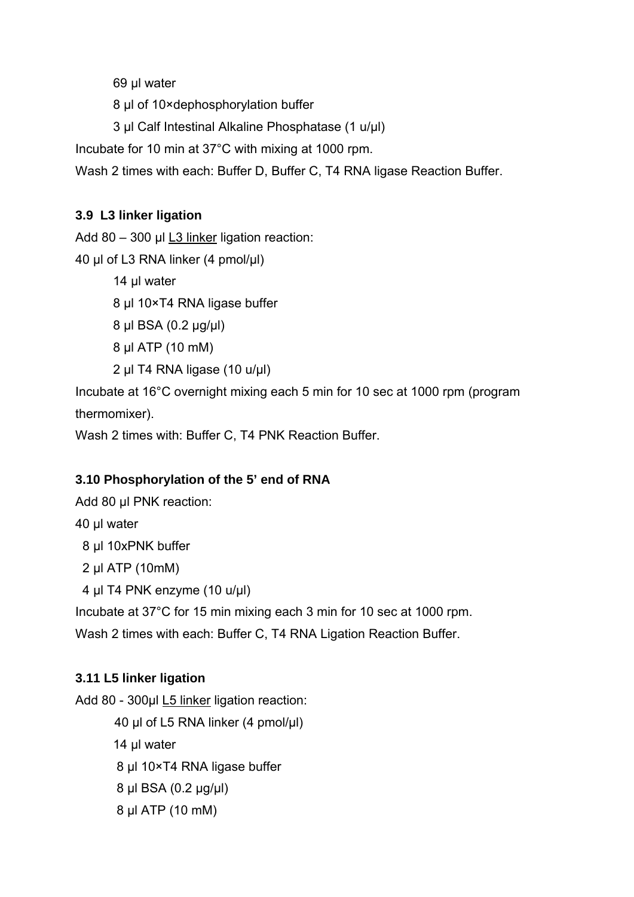69 µl water

8 µl of 10×dephosphorylation buffer

3 µl Calf Intestinal Alkaline Phosphatase (1 u/µl)

Incubate for 10 min at 37°C with mixing at 1000 rpm.

Wash 2 times with each: Buffer D, Buffer C, T4 RNA ligase Reaction Buffer.

### 3.9 L3 linker ligation

Add 80 – 300 µl L3 linker ligation reaction:

40 µl of L3 RNA linker (4 pmol/µl)

14 µl water

8 µl 10×T4 RNA ligase buffer

8 µl BSA (0.2 µg/µl)

8 µl ATP (10 mM)

2 µl T4 RNA ligase (10 u/µl)

Incubate at 16°C overnight mixing each 5 min for 10 sec at 1000 rpm (program thermomixer).

Wash 2 times with: Buffer C, T4 PNK Reaction Buffer.

### 3.10 Phosphorylation of the 5' end of RNA

Add 80 µl PNK reaction:

40 µl water

8 µl 10xPNK buffer

2 µl ATP (10mM)

4 µl T4 PNK enzyme (10 u/µl)

Incubate at 37°C for 15 min mixing each 3 min for 10 sec at 1000 rpm.

Wash 2 times with each: Buffer C, T4 RNA Ligation Reaction Buffer.

### 3.11 L5 linker ligation

Add 80 - 300µl L5 linker ligation reaction:

40 µl of L5 RNA linker (4 pmol/µl)

14 µl water

8 µl 10×T4 RNA ligase buffer

8 µl BSA (0.2 µg/µl)

8 µl ATP (10 mM)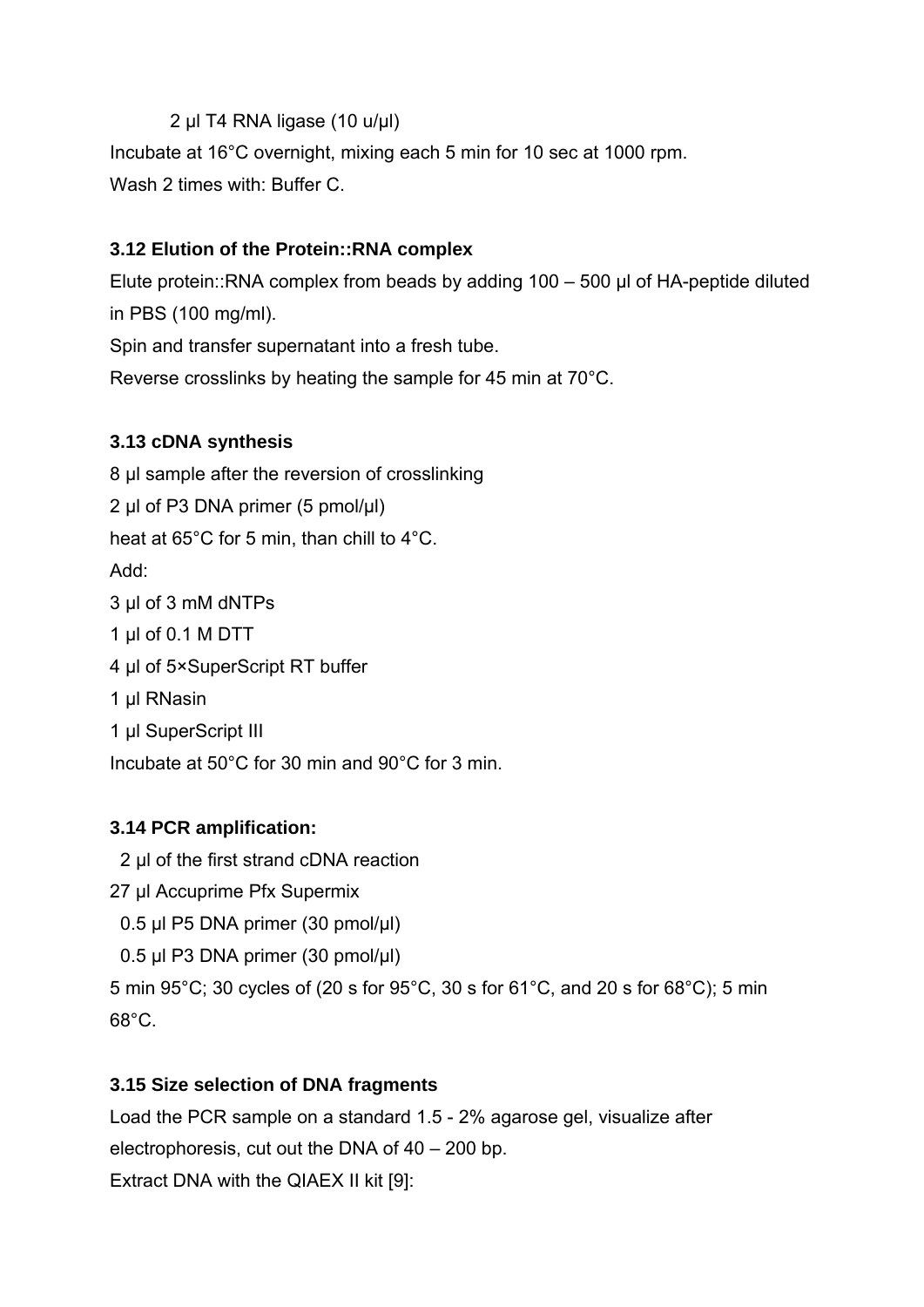2 µl T4 RNA ligase (10 u/µl)

Incubate at 16°C overnight, mixing each 5 min for 10 sec at 1000 rpm.

Wash 2 times with: Buffer C.

### 3.12 Elution of the Protein::RNA complex

Elute protein::RNA complex from beads by adding 100 – 500 µl of HA-peptide diluted in PBS (100 mg/ml).

Spin and transfer supernatant into a fresh tube.

Reverse crosslinks by heating the sample for 45 min at 70°C.

### 3.13 cDNA synthesis

8 µl sample after the reversion of crosslinking

2 µl of P3 DNA primer (5 pmol/µl)

heat at 65°C for 5 min, than chill to 4°C.

Add:

3 µl of 3 mM dNTPs

1 µl of 0.1 M DTT

4 µl of 5×SuperScript RT buffer

1 µl RNasin

1 µl SuperScript III

Incubate at 50°C for 30 min and 90°C for 3 min.

### 3.14 PCR amplification:

2 µl of the first strand cDNA reaction

27 µl Accuprime Pfx Supermix

0.5 µl P5 DNA primer (30 pmol/µl)

0.5 µl P3 DNA primer (30 pmol/µl)

5 min 95°C; 30 cycles of (20 s for 95°C, 30 s for 61°C, and 20 s for 68°C); 5 min 68°C.

### 3.15 Size selection of DNA fragments

Load the PCR sample on a standard 1.5 - 2% agarose gel, visualize after electrophoresis, cut out the DNA of 40 – 200 bp.

Extract DNA with the QIAEX II kit [9]: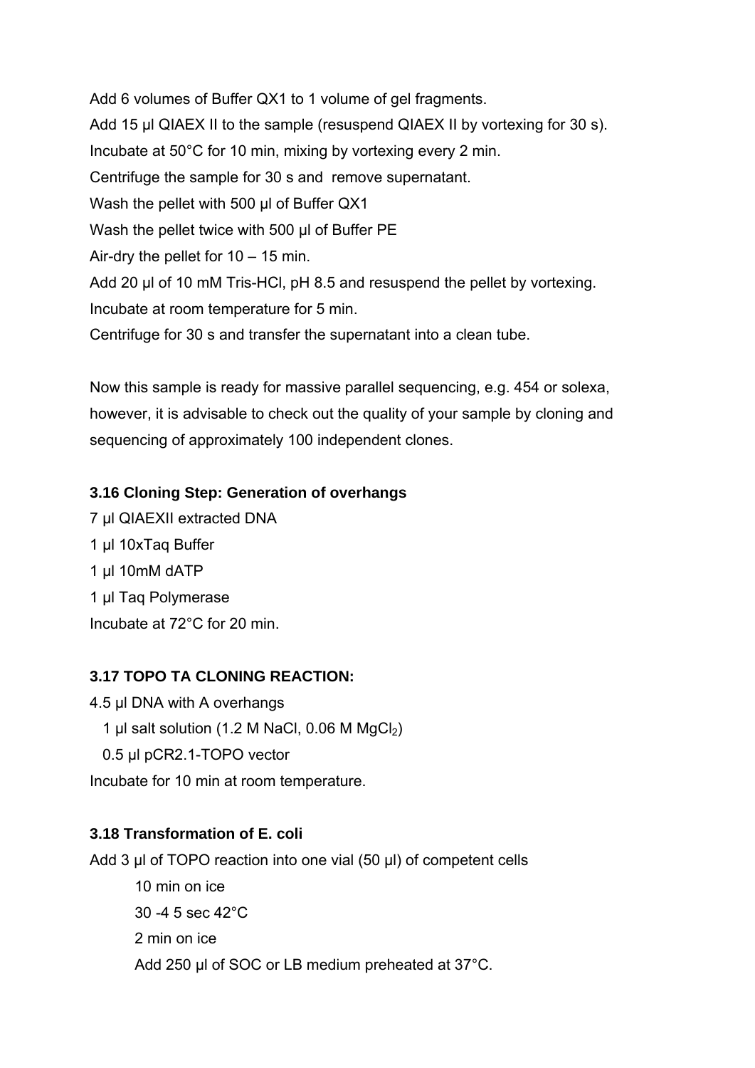Add 6 volumes of Buffer QX1 to 1 volume of gel fragments.

Add 15 µl QIAEX II to the sample (resuspend QIAEX II by vortexing for 30 s).

Incubate at 50°C for 10 min, mixing by vortexing every 2 min.

Centrifuge the sample for 30 s and remove supernatant.

Wash the pellet with 500 µl of Buffer QX1

Wash the pellet twice with 500 µl of Buffer PE

Air-dry the pellet for 10 – 15 min.

Add 20 µl of 10 mM Tris-HCl, pH 8.5 and resuspend the pellet by vortexing.

Incubate at room temperature for 5 min.

Centrifuge for 30 s and transfer the supernatant into a clean tube.

Now this sample is ready for massive parallel sequencing, e.g. 454 or solexa, however, it is advisable to check out the quality of your sample by cloning and sequencing of approximately 100 independent clones.

### 3.16 Cloning Step: Generation of overhangs

7 µl QIAEXII extracted DNA

1 µl 10xTaq Buffer

1 µl 10mM dATP

1 µl Taq Polymerase

Incubate at 72°C for 20 min.

### 3.17 TOPO TA CLONING REACTION:

4.5 µl DNA with A overhangs

1 µl salt solution (1.2 M NaCl, 0.06 M $MgCl_2$)

0.5 µl pCR2.1-TOPO vector

Incubate for 10 min at room temperature.

### 3.18 Transformation of E. coli

Add 3 µl of TOPO reaction into one vial (50 µl) of competent cells

10 min on ice

30 -4 5 sec 42°C

2 min on ice

Add 250 µl of SOC or LB medium preheated at 37°C.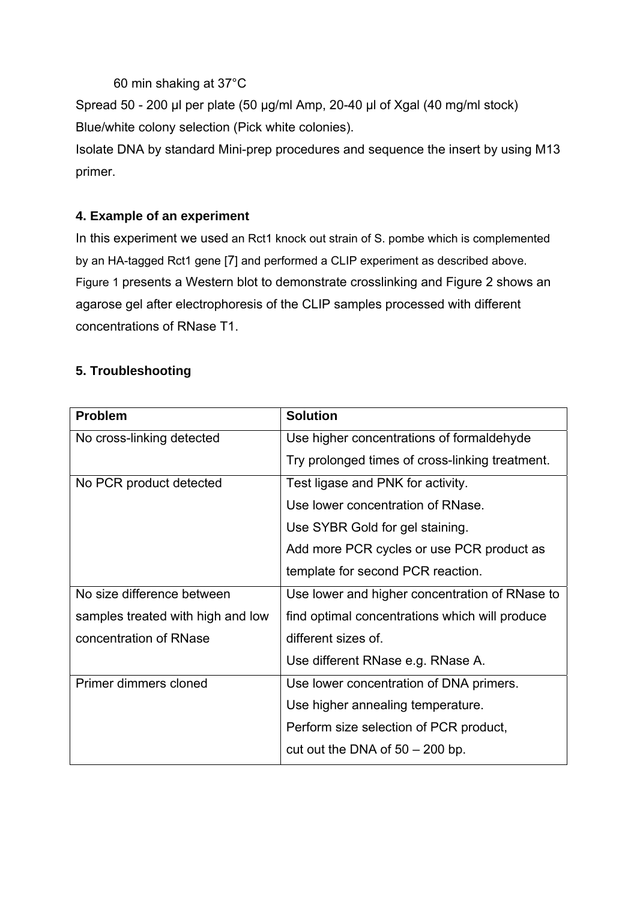60 min shaking at 37°C

Spread 50 - 200 µl per plate (50 µg/ml Amp, 20-40 µl of Xgal (40 mg/ml stock)

Blue/white colony selection (Pick white colonies).

Isolate DNA by standard Mini-prep procedures and sequence the insert by using M13 primer.

### 4. Example of an experiment

In this experiment we used an Rct1 knock out strain of S. pombe which is complemented by an HA-tagged Rct1 gene [7] and performed a CLIP experiment as described above. Figure 1 presents a Western blot to demonstrate crosslinking and Figure 2 shows an agarose gel after electrophoresis of the CLIP samples processed with different concentrations of RNase T1.

### 5. Troubleshooting

| **Problem** | **Solution** |
| --- | --- |
| No cross-linking detected | Use higher concentrations of formaldehyde<br>Try prolonged times of cross-linking treatment. |
| No PCR product detected | Test ligase and PNK for activity.<br>Use lower concentration of RNase.<br>Use SYBR Gold for gel staining.<br>Add more PCR cycles or use PCR product as template for second PCR reaction. |
| No size difference between samples treated with high and low concentration of RNase | Use lower and higher concentration of RNase to find optimal concentrations which will produce different sizes of.<br>Use different RNase e.g. RNase A. |
| Primer dimmers cloned | Use lower concentration of DNA primers.<br>Use higher annealing temperature.<br>Perform size selection of PCR product, cut out the DNA of 50 – 200 bp. |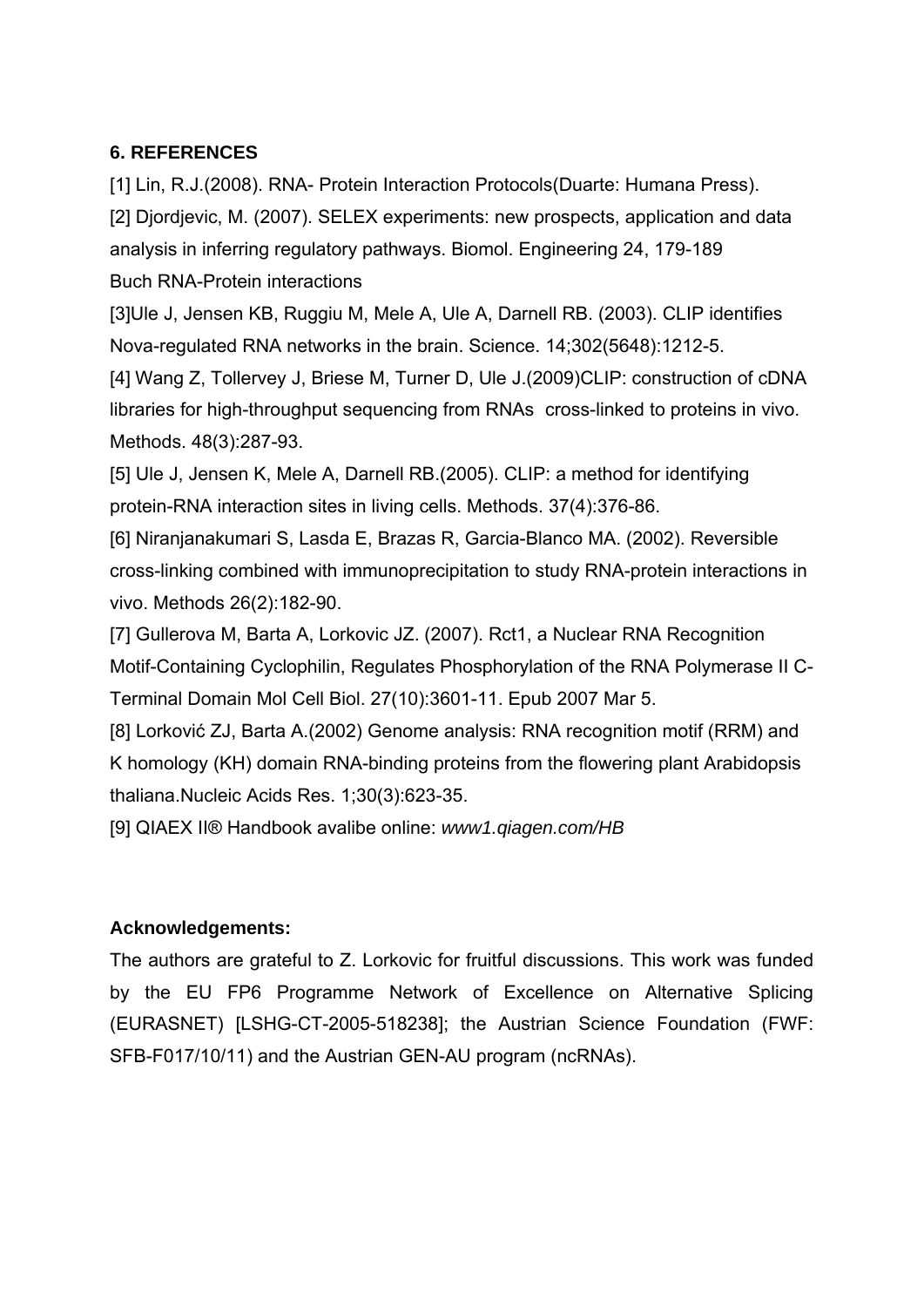### 6. REFERENCES

[1] Lin, R.J.(2008). RNA- Protein Interaction Protocols(Duarte: Humana Press).

[2] Djordjevic, M. (2007). SELEX experiments: new prospects, application and data analysis in inferring regulatory pathways. Biomol. Engineering 24, 179-189
Buch RNA-Protein interactions

[3]Ule J, Jensen KB, Ruggiu M, Mele A, Ule A, Darnell RB. (2003). CLIP identifies Nova-regulated RNA networks in the brain. Science. 14;302(5648):1212-5.

[4] Wang Z, Tollervey J, Briese M, Turner D, Ule J.(2009)CLIP: construction of cDNA libraries for high-throughput sequencing from RNAs cross-linked to proteins in vivo. Methods. 48(3):287-93.

[5] Ule J, Jensen K, Mele A, Darnell RB.(2005). CLIP: a method for identifying protein-RNA interaction sites in living cells. Methods. 37(4):376-86.

[6] Niranjanakumari S, Lasda E, Brazas R, Garcia-Blanco MA. (2002). Reversible cross-linking combined with immunoprecipitation to study RNA-protein interactions in vivo. Methods 26(2):182-90.

[7] Gullerova M, Barta A, Lorkovic JZ. (2007). Rct1, a Nuclear RNA Recognition Motif-Containing Cyclophilin, Regulates Phosphorylation of the RNA Polymerase II C-Terminal Domain Mol Cell Biol. 27(10):3601-11. Epub 2007 Mar 5.

[8] Lorković ZJ, Barta A.(2002) Genome analysis: RNA recognition motif (RRM) and K homology (KH) domain RNA-binding proteins from the flowering plant Arabidopsis thaliana.Nucleic Acids Res. 1;30(3):623-35.

[9] QIAEX II® Handbook avalibe online: *www1.qiagen.com/HB*

**Acknowledgements:**

The authors are grateful to Z. Lorkovic for fruitful discussions. This work was funded by the EU FP6 Programme Network of Excellence on Alternative Splicing (EURASNET) [LSHG-CT-2005-518238]; the Austrian Science Foundation (FWF: SFB-F017/10/11) and the Austrian GEN-AU program (ncRNAs).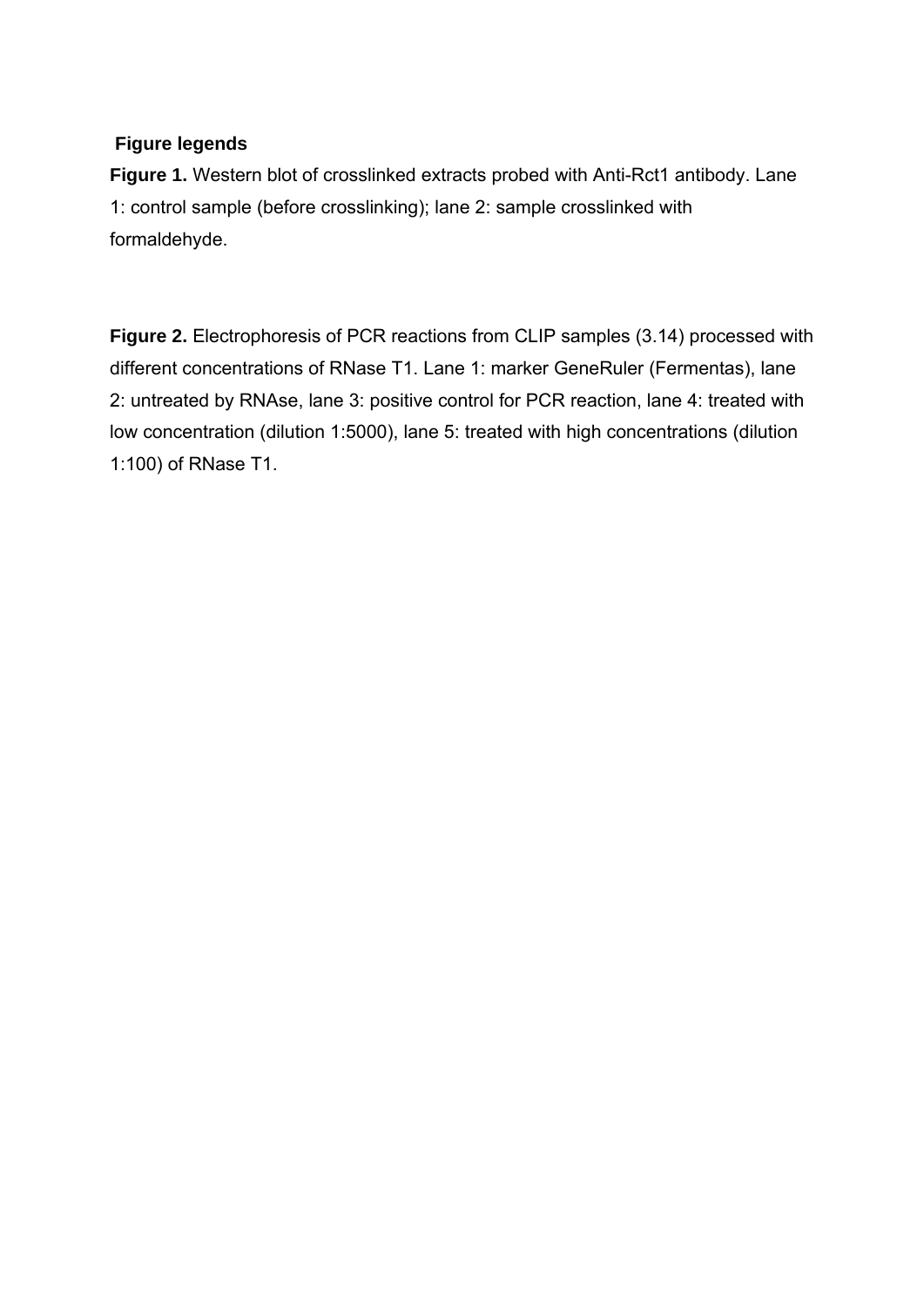## Figure legends

**Figure 1.** Western blot of crosslinked extracts probed with Anti-Rct1 antibody. Lane 1: control sample (before crosslinking); lane 2: sample crosslinked with formaldehyde.

**Figure 2.** Electrophoresis of PCR reactions from CLIP samples (3.14) processed with different concentrations of RNase T1. Lane 1: marker GeneRuler (Fermentas), lane 2: untreated by RNAse, lane 3: positive control for PCR reaction, lane 4: treated with low concentration (dilution 1:5000), lane 5: treated with high concentrations (dilution 1:100) of RNase T1.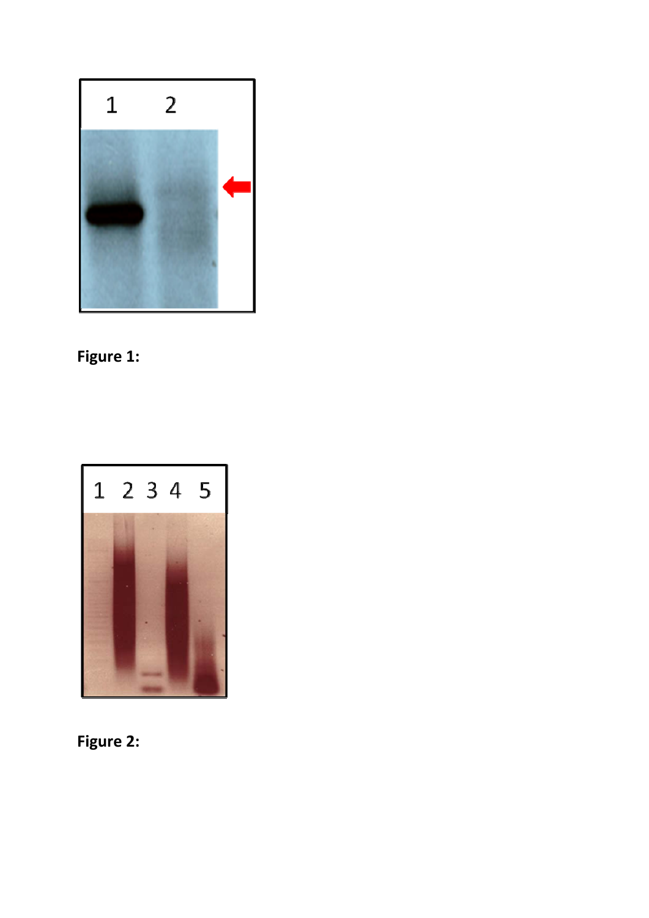**Figure 1:**

**Figure 2:**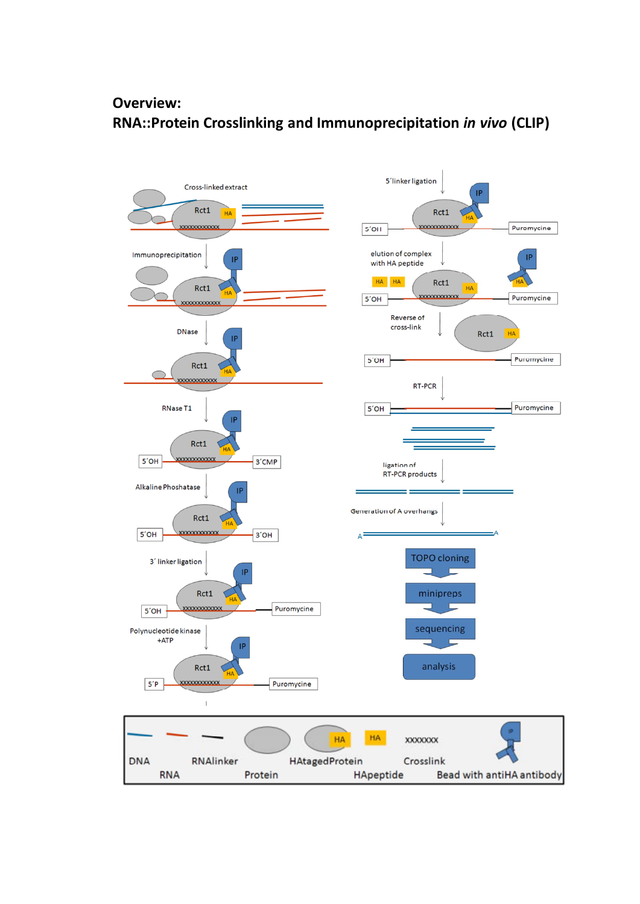## Overview:
## RNA::Protein Crosslinking and Immunoprecipitation *in vivo* (CLIP)

Cross-linked extract

Rct1

HA

XXXXXXXXXXXX

Immunoprecipitation

IP

DNase

RNase T1

5´OH

3´CMP

Alkaline Phoshatase

3´OH

3´ linker ligation

Puromycine

Polynucleotide kinase +ATP

5´P

5´linker ligation

elution of complex with HA peptide

Reverse of cross-link

RT-PCR

ligation of RT-PCR products

Generation of A overhangs

A

TOPO cloning

minipreps

sequencing

analysis

DNA

RNA

RNAlinker

Protein

HAtagedProtein

HApeptide

Crosslink

Bead with antiHA antibody